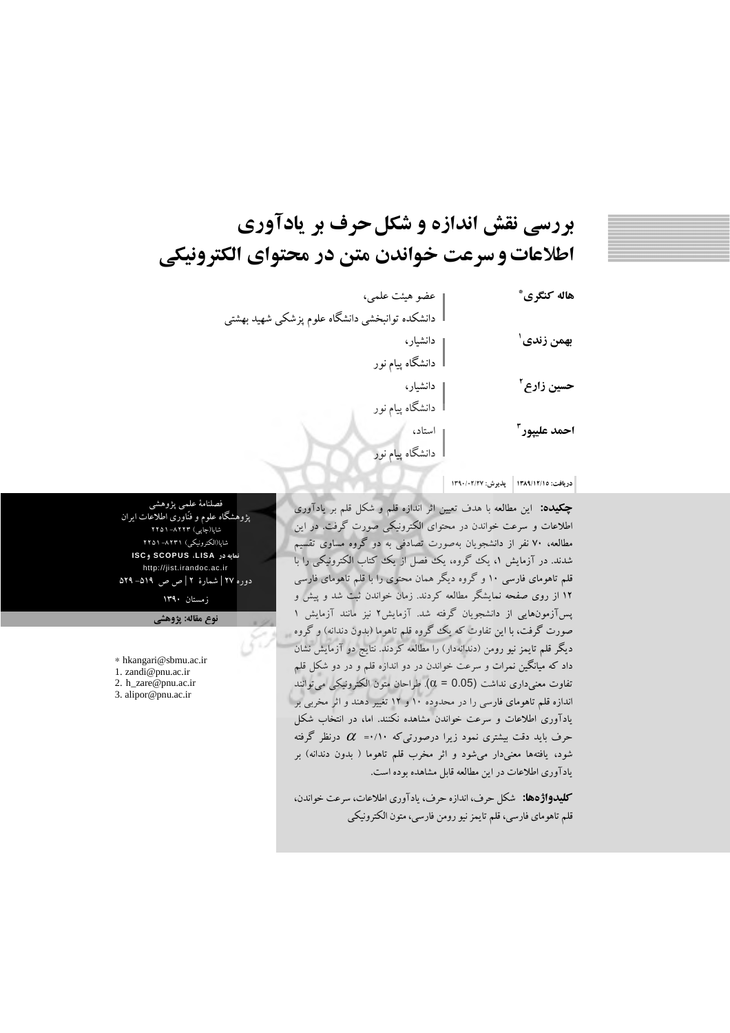# بررسی نقش اندازه و شکل حرف بر یادآوری اطلاعات و سرعت خواندن متن در محتوای الکترونیکی

**هاله کنگری*** | عضو هیئت علمی، دانشکده توانبخشی دانشگاه علوم پزشکی شهید بهشتی

**بهمن زندی**[1] | دانشیار، دانشگاه پیام نور

**حسین زارع**[2] | دانشیار، دانشگاه پیام نور

**احمد علیپور**[3] | استاد، دانشگاه پیام نور

دریافت: ۱۳۸۹/۱۲/۱۵ | پذیرش: ۱۳۹۰/۰۲/۲۷

فصلنامهٔ علمی پژوهشی
پژوهشگاه علوم و فناوری اطلاعات ایران
شاپا(چاپی) ۸۲۲۳-۲۲۵۱
شاپا(الکترونیکی) ۸۲۳۱-۲۲۵۱
نمایه در SCOPUS ،LISA و ISC
http://jist.irandoc.ac.ir
دوره ۲۷ | شمارهٔ ۲ | ص ص ۵۱۹-۵۲۹
زمستان ۱۳۹۰

**نوع مقاله: پژوهشی**

**چکیده:** این مطالعه با هدف تعیین اثر اندازه قلم و شکل قلم بر یادآوری اطلاعات و سرعت خواندن در محتوای الکترونیکی صورت گرفت. در این مطالعه، ۷۰ نفر از دانشجویان به‌صورت تصادفی به دو گروه مساوی تقسیم شدند. در آزمایش ۱، یک گروه، یک فصل از یک کتاب الکترونیکی را با قلم تاهومای فارسی ۱۰ و گروه دیگر همان محتوی را با قلم تاهومای فارسی ۱۲ از روی صفحه نمایشگر مطالعه کردند. زمان خواندن ثبت شد و پیش و پس‌آزمون‌هایی از دانشجویان گرفته شد. آزمایش۲ نیز مانند آزمایش ۱ صورت گرفت، با این تفاوت که یک گروه قلم تاهوما (بدون دندانه) و گروه دیگر قلم تایمز نیو رومن (دندانه‌دار) را مطالعه کردند. نتایج دو آزمایش نشان داد که میانگین نمرات و سرعت خواندن در دو اندازه قلم و در دو شکل قلم تفاوت معنی‌داری نداشت ($\alpha = 0.05$). طراحان متون الکترونیکی می‌توانند اندازه قلم تاهومای فارسی را در محدوده ۱۰ و ۱۲ تغییر دهند و اثر مخربی بر یادآوری اطلاعات و سرعت خواندن مشاهده نکنند. اما، در انتخاب شکل حرف باید دقت بیشتری نمود زیرا درصورتی‌که $\alpha =$ ۰/۱۰ درنظر گرفته شود، یافته‌ها معنی‌دار می‌شود و اثر مخرب قلم تاهوما ( بدون دندانه) بر یادآوری اطلاعات در این مطالعه قابل مشاهده بوده است.

**کلیدواژه‌ها:** شکل حرف، اندازه حرف، یادآوری اطلاعات، سرعت خواندن، قلم تاهومای فارسی، قلم تایمز نیو رومن فارسی، متون الکترونیکی

* hkangari@sbmu.ac.ir
1. zandi@pnu.ac.ir
2. h_zare@pnu.ac.ir
3. alipor@pnu.ac.ir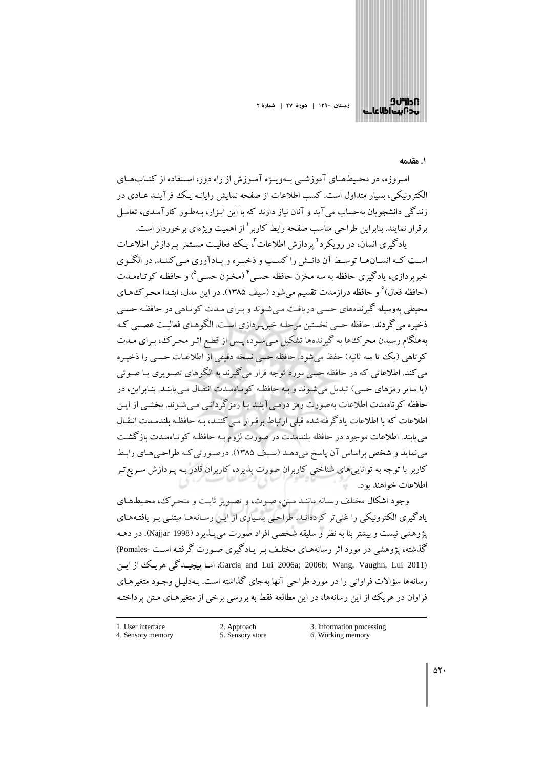## ۱. مقدمه

امروزه، در محیط‌های آموزشی به‌ویژه آموزش از راه دور، استفاده از کتاب‌های الکترونیکی، بسیار متداول است. کسب اطلاعات از صفحه نمایش رایانه یک فرآیند عادی در زندگی دانشجویان به‌حساب می‌آید و آنان نیاز دارند که با این ابزار، به‌طور کارآمدی، تعامل برقرار نمایند. بنابراین طراحی مناسب صفحه رابط کاربر[1] از اهمیت ویژه‌ای برخوردار است.

یادگیری انسان، در رویکرد[2] پردازش اطلاعات[3]، یک فعالیت مستمر پردازش اطلاعات است که انسان‌ها توسط آن دانش را کسب و ذخیره و یادآوری می‌کنند. در الگوی خبرپردازی، یادگیری حافظه به سه مخزن حافظه حسی[4] (مخزن حسی[5]) و حافظه کوتاه‌مدت (حافظه فعال)[6] و حافظه درازمدت تقسیم می‌شود (سیف ۱۳۸۵). در این مدل، ابتدا محرک‌های محیطی به‌وسیله گیرنده‌های حسی دریافت می‌شوند و برای مدت کوتاهی در حافظه حسی ذخیره می‌گردند. حافظه حسی نخستین مرحله خبرپردازی است. الگوهای فعالیت عصبی که به‌هنگام رسیدن محرک‌ها به گیرنده‌ها تشکیل می‌شود، پس از قطع اثر محرک، برای مدت کوتاهی (یک تا سه ثانیه) حفظ می‌شود. حافظه حسی نسخه دقیقی از اطلاعات حسی را ذخیره می‌کند. اطلاعاتی که در حافظه حسی مورد توجه قرار می‌گیرند به الگوهای تصویری یا صوتی (یا سایر رمزهای حسی) تبدیل می‌شوند و به حافظه کوتاه‌مدت انتقال می‌یابند. بنابراین، در حافظه کوتاه‌مدت اطلاعات به‌صورت رمز درمی‌آیند یا رمزگردانی می‌شوند. بخشی از این اطلاعات که با اطلاعات یادگرفته‌شده قبلی ارتباط برقرار می‌کنند، به حافظه بلندمدت انتقال می‌یابند. اطلاعات موجود در حافظه بلندمدت در صورت لزوم به حافظه کوتاه‌مدت بازگشت می‌نماید و شخص براساس آن پاسخ می‌دهد (سیف ۱۳۸۵). درصورتی‌که طراحی‌های رابط کاربر با توجه به توانایی‌های شناختی کاربران صورت پذیرد، کاربران قادر به پردازش سریع‌تر اطلاعات خواهند بود.

وجود اشکال مختلف رسانه مانند متن، صوت، و تصویر ثابت و متحرک، محیط‌های یادگیری الکترونیکی را غنی‌تر کرده‌اند. طراحی بسیاری از این رسانه‌ها مبتنی بر یافته‌های پژوهشی نیست و بیشتر بنا به نظر و سلیقه شخصی افراد صورت می‌پذیرد (Najjar 1998). در دهه گذشته، پژوهشی در مورد اثر رسانه‌های مختلف بر یادگیری صورت گرفته است (Pomales-Garcia and Lui 2006a; 2006b; Wang, Vaughn, Lui 2011)، اما پیچیدگی هریک از این رسانه‌ها سؤالات فراوانی را در مورد طراحی آنها به‌جای گذاشته است. به‌دلیل وجود متغیرهای فراوان در هریک از این رسانه‌ها، در این مطالعه فقط به بررسی برخی از متغیرهای متن پرداخته

---

1. User interface
2. Approach
3. Information processing
4. Sensory memory
5. Sensory store
6. Working memory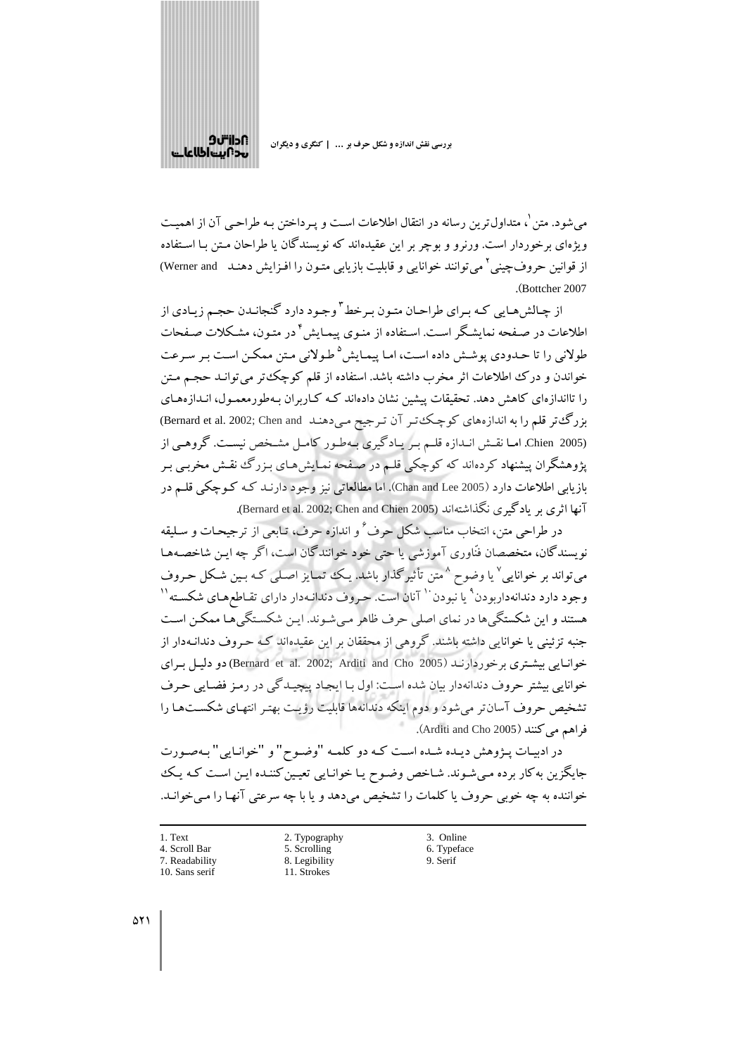می‌شود. متن[1]، متداول‌ترین رسانه در انتقال اطلاعات است و پرداختن به طراحی آن از اهمیت ویژه‌ای برخوردار است. ورنرو و بوچر بر این عقیده‌اند که نویسندگان یا طراحان متن با استفاده از قوانین حروف‌چینی[2] می‌توانند خوانایی و قابلیت بازیابی متون را افزایش دهند (Werner and Bottcher 2007).

از چالش‌هایی که برای طراحان متون برخط[3] وجود دارد گنجاندن حجم زیادی از اطلاعات در صفحه نمایشگر است. استفاده از منوی پیمایش[4] در متون، مشکلات صفحات طولانی را تا حدودی پوشش داده است، اما پیمایش[5] طولانی متن ممکن است بر سرعت خواندن و درک اطلاعات اثر مخرب داشته باشد. استفاده از قلم کوچک‌تر می‌تواند حجم متن را تااندازه‌ای کاهش دهد. تحقیقات پیشین نشان داده‌اند که کاربران به‌طورمعمول، اندازه‌های بزرگ‌تر قلم را به اندازه‌های کوچک‌تر آن ترجیح می‌دهند (Bernard et al. 2002; Chen and Chien 2005). اما نقش اندازه قلم بر یادگیری به‌طور کامل مشخص نیست. گروهی از پژوهشگران پیشنهاد کرده‌اند که کوچکی قلم در صفحه نمایش‌های بزرگ نقش مخربی بر بازیابی اطلاعات دارد (Chan and Lee 2005). اما مطالعاتی نیز وجود دارند که کوچکی قلم در آنها اثری بر یادگیری نگذاشته‌اند (Bernard et al. 2002; Chen and Chien 2005).

در طراحی متن، انتخاب مناسب شکل حرف[6] و اندازه حرف، تابعی از ترجیحات و سلیقه نویسندگان، متخصصان فنّاوری آموزشی یا حتی خود خوانندگان است، اگر چه این شاخصه‌ها می‌تواند بر خوانایی[7] یا وضوح[8] متن تأثیرگذار باشد. یک تمایز اصلی که بین شکل حروف وجود دارد دندانه‌داربودن[9] یا نبودن[10] آنان است. حروف دندانه‌دار دارای تقاطع‌های شکسته[11] هستند و این شکستگی‌ها در نمای اصلی حرف ظاهر می‌شوند. این شکستگی‌ها ممکن است جنبه تزئینی یا خوانایی داشته باشند. گروهی از محققان بر این عقیده‌اند که حروف دندانه‌دار از خوانایی بیشتری برخوردارند (Bernard et al. 2002; Arditi and Cho 2005) دو دلیل برای خوانایی بیشتر حروف دندانه‌دار بیان شده است: اول با ایجاد پیچیدگی در رمز فضایی حرف تشخیص حروف آسان‌تر می‌شود و دوم اینکه دندانه‌ها قابلیت رؤیت بهتر انتهای شکست‌ها را فراهم می‌کنند (Arditi and Cho 2005).

در ادبیات پژوهش دیده شده است که دو کلمه "وضوح" و "خوانایی" به‌صورت جایگزین به‌کار برده می‌شوند. شاخص وضوح یا خوانایی تعیین‌کننده این است که یک خواننده به چه خوبی حروف یا کلمات را تشخیص می‌دهد و یا با چه سرعتی آنها را می‌خواند.

---

1. Text
2. Typography
3. Online
4. Scroll Bar
5. Scrolling
6. Typeface
7. Readability
8. Legibility
9. Serif
10. Sans serif
11. Strokes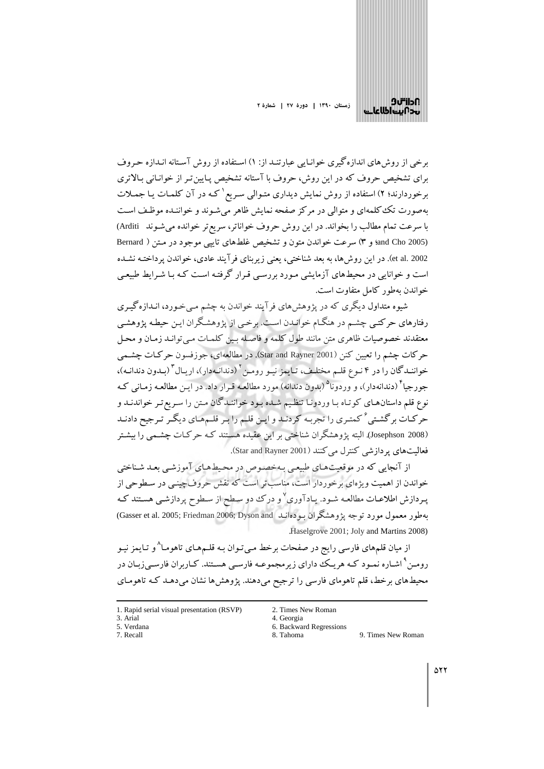برخی از روش‌های اندازه‌گیری خوانایی عبارتند از: ۱) استفاده از روش آستانه اندازه حروف برای تشخیص حروف که در این روش، حروف با آستانه تشخیص پایین‌تر از خوانائی بالاتری برخوردارند؛ ۲) استفاده از روش نمایش دیداری متوالی سریع[1] که در آن کلمات یا جملات به‌صورت تک‌کلمه‌ای و متوالی در مرکز صفحه نمایش ظاهر می‌شوند و خواننده موظف است با سرعت تمام مطالب را بخواند. در این روش حروف خواناتر، سریع‌تر خوانده می‌شوند (Arditi and Cho 2005)؛ و ۳) سرعت خواندن متون و تشخیص غلط‌های تایپی موجود در متن (Bernard et al. 2002). در این روش‌ها، به بعد شناختی، یعنی زیربنای فرآیند عادی، خواندن پرداخته نشده است و خوانایی در محیط‌های آزمایشی مورد بررسی قرار گرفته است که با شرایط طبیعی خواندن به‌طور کامل متفاوت است.

شیوه متداول دیگری که در پژوهش‌های فرآیند خواندن به چشم می‌خورد، اندازه‌گیری رفتارهای حرکتی چشم در هنگام خواندن است. برخی از پژوهشگران این حیطه پژوهشی معتقدند خصوصیات ظاهری متن مانند طول کلمه و فاصله بین کلمات می‌تواند زمان و محل حرکات چشم را تعیین کند (Star and Rayner 2001). در مطالعه‌ای، جوزفسون حرکات چشمی خوانندگان را در ۴ نوع قلم مختلف، تایمز نیو رومن[2] (دندانه‌دار)، اریال[3] (بدون دندانه)، جورجیا[4] (دندانه‌دار)، و وردونا[5] (بدون دندانه) مورد مطالعه قرار داد. در این مطالعه زمانی که نوع قلم داستان‌های کوتاه با وردونا تنظیم شده بود خوانندگان متن را سریع‌تر خواندند و حرکات برگشتی[6] کمتری را تجربه کردند و این قلم را بر قلم‌های دیگر ترجیح دادند (Josephson 2008). البته پژوهشگران شناختی بر این عقیده هستند که حرکات چشمی را بیشتر فعالیت‌های پردازشی کنترل می‌کنند (Star and Rayner 2001).

از آنجایی که در موقعیت‌های طبیعی به‌خصوص در محیط‌های آموزشی بعد شناختی خواندن از اهمیت ویژه‌ای برخوردار است، مناسب‌تر است که نقش حروف‌چینی در سطوحی از پردازش اطلاعات مطالعه شود. یادآوری[7] و درک دو سطح از سطوح پردازشی هستند که به‌طور معمول مورد توجه پژوهشگران بوده‌اند (Gasser et al. 2005; Friedman 2006; Dyson and Haselgrove 2001; Joly and Martins 2008).

از میان قلم‌های فارسی رایج در صفحات برخط می‌توان به قلم‌های تاهوما[8] و تایمز نیو رومن[9] اشاره نمود که هریک دارای زیرمجموعه فارسی هستند. کاربران فارسی‌زبان در محیط‌های برخط، قلم تاهومای فارسی را ترجیح می‌دهند. پژوهش‌ها نشان می‌دهد که تاهومای

---

1. Rapid serial visual presentation (RSVP)
2. Times New Roman
3. Arial
4. Georgia
5. Verdana
6. Backward Regressions
7. Recall
8. Tahoma
9. Times New Roman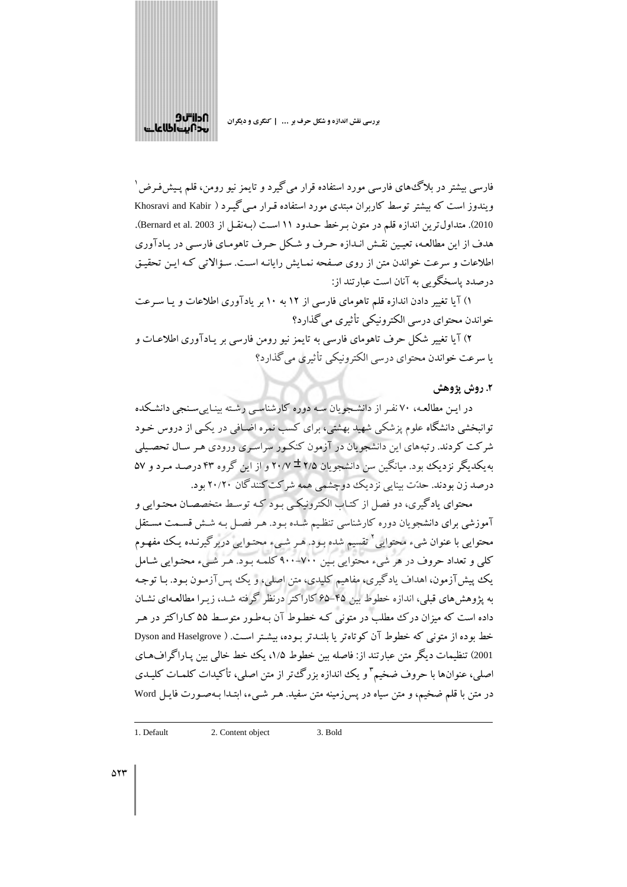فارسی بیشتر در بلاگ‌های فارسی مورد استفاده قرار می‌گیرد و تایمز نیو رومن، قلم پیش‌فرض[1] ویندوز است که بیشتر توسط کاربران مبتدی مورد استفاده قرار می‌گیرد (Khosravi and Kabir 2010). متداول‌ترین اندازه قلم در متون برخط حدود ۱۱ است (به‌نقل از Bernard et al. 2003). هدف از این مطالعه، تعیین نقش اندازه حرف و شکل حرف تاهومای فارسی در یادآوری اطلاعات و سرعت خواندن متن از روی صفحه نمایش رایانه است. سؤالاتی که این تحقیق درصدد پاسخگویی به آنان است عبارتند از:

۱) آیا تغییر دادن اندازه قلم تاهومای فارسی از ۱۲ به ۱۰ بر یادآوری اطلاعات و یا سرعت خواندن محتوای درسی الکترونیکی تأثیری می‌گذارد؟

۲) آیا تغییر شکل حرف تاهومای فارسی به تایمز نیو رومن فارسی بر یادآوری اطلاعات و یا سرعت خواندن محتوای درسی الکترونیکی تأثیری می‌گذارد؟

## ۲. روش پژوهش

در این مطالعه، ۷۰ نفر از دانشجویان سه دوره کارشناسی رشته بینایی‌سنجی دانشکده توانبخشی دانشگاه علوم پزشکی شهید بهشتی، برای کسب نمره اضافی در یکی از دروس خود شرکت کردند. رتبه‌های این دانشجویان در آزمون کنکور سراسری ورودی هر سال تحصیلی به‌یکدیگر نزدیک بود. میانگین سن دانشجویان ۲/۵ ± ۲۰/۷ و از این گروه ۴۳ درصد مرد و ۵۷ درصد زن بودند. حدّت بینایی نزدیک دوچشمی همه شرکت‌کنندگان ۲۰/۲۰ بود.

محتوای یادگیری، دو فصل از کتاب الکترونیکی بود که توسط متخصصان محتوایی و آموزشی برای دانشجویان دوره کارشناسی تنظیم شده بود. هر فصل به شش قسمت مستقل محتوایی با عنوان شیء محتوایی[2] تقسیم شده بود. هر شیء محتوایی دربرگیرنده یک مفهوم کلی و تعداد حروف در هر شیء محتوایی بین ۷۰۰–۹۰۰ کلمه بود. هر شیء محتوایی شامل یک پیش‌آزمون، اهداف یادگیری، مفاهیم کلیدی، متن اصلی، و یک پس‌آزمون بود. با توجه به پژوهش‌های قبلی، اندازه خطوط بین ۴۵–۶۵ کاراکتر درنظر گرفته شد، زیرا مطالعه‌ای نشان داده است که میزان درک مطلب در متونی که خطوط آن به‌طور متوسط ۵۵ کاراکتر در هر خط بوده از متونی که خطوط آن کوتاه‌تر یا بلندتر بوده، بیشتر است. (Dyson and Haselgrove 2001) تنظیمات دیگر متن عبارتند از: فاصله بین خطوط ۱/۵، یک خط خالی بین پاراگراف‌های اصلی، عنوان‌ها با حروف ضخیم[3] و یک اندازه بزرگ‌تر از متن اصلی، تأکیدات کلمات کلیدی در متن با قلم ضخیم، و متن سیاه در پس‌زمینه متن سفید. هر شیء، ابتدا به‌صورت فایل Word

---

1. Default 2. Content object 3. Bold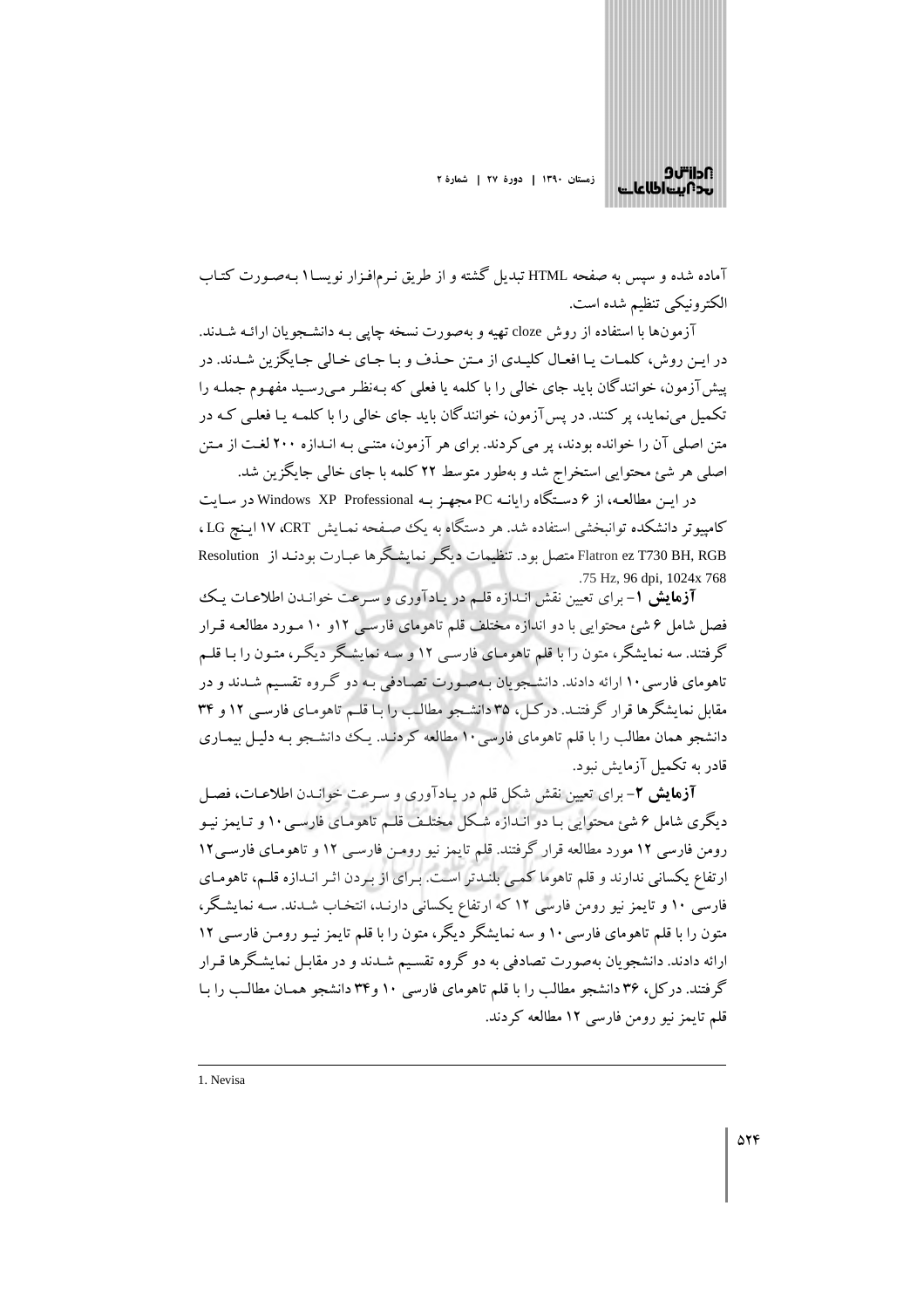آماده شده و سپس به صفحه HTML تبدیل گشته و از طریق نرم‌افزار نویسا[1] به‌صورت کتاب الکترونیکی تنظیم شده است.

آزمون‌ها با استفاده از روش cloze تهیه و به‌صورت نسخه چاپی به دانشجویان ارائه شدند. در این روش، کلمات یا افعال کلیدی از متن حذف و با جای خالی جایگزین شدند. در پیش‌آزمون، خوانندگان باید جای خالی را با کلمه یا فعلی که به‌نظر می‌رسید مفهوم جمله را تکمیل می‌نماید، پر کنند. در پس‌آزمون، خوانندگان باید جای خالی را با کلمه یا فعلی که در متن اصلی آن را خوانده بودند، پر می‌کردند. برای هر آزمون، متنی به اندازه ۲۰۰ لغت از متن اصلی هر شئ محتوایی استخراج شد و به‌طور متوسط ۲۲ کلمه با جای خالی جایگزین شد.

در این مطالعه، از ۶ دستگاه رایانه PC مجهز به Windows XP Professional در سایت کامپیوتر دانشکده توانبخشی استفاده شد. هر دستگاه به یک صفحه نمایش CRT، ۱۷ اینچ LG، Flatron ez T730 BH, RGB متصل بود. تنظیمات دیگر نمایشگرها عبارت بودند از Resolution 75 Hz, 96 dpi, 1024x 768.

**آزمایش ۱**- برای تعیین نقش اندازه قلم در یادآوری و سرعت خواندن اطلاعات یک فصل شامل ۶ شئ محتوایی با دو اندازه مختلف قلم تاهومای فارسی ۱۲و ۱۰ مورد مطالعه قرار گرفتند. سه نمایشگر، متون را با قلم تاهومای فارسی ۱۲ و سه نمایشگر دیگر، متون را با قلم تاهومای فارسی ۱۰ ارائه دادند. دانشجویان به‌صورت تصادفی به دو گروه تقسیم شدند و در مقابل نمایشگرها قرار گرفتند. درکل، ۳۵ دانشجو مطالب را با قلم تاهومای فارسی ۱۲ و ۳۴ دانشجو همان مطالب را با قلم تاهومای فارسی ۱۰ مطالعه کردند. یک دانشجو به دلیل بیماری قادر به تکمیل آزمایش نبود.

**آزمایش ۲**- برای تعیین نقش شکل قلم در یادآوری و سرعت خواندن اطلاعات، فصل دیگری شامل ۶ شئ محتوایی با دو اندازه شکل مختلف قلم تاهومای فارسی ۱۰ و تایمز نیو رومن فارسی ۱۲ مورد مطالعه قرار گرفتند. قلم تایمز نیو رومن فارسی ۱۲ و تاهومای فارسی ۱۲ ارتفاع یکسانی ندارند و قلم تاهوما کمی بلندتر است. برای از بردن اثر اندازه قلم، تاهومای فارسی ۱۰ و تایمز نیو رومن فارسی ۱۲ که ارتفاع یکسانی دارند، انتخاب شدند. سه نمایشگر، متون را با قلم تاهومای فارسی ۱۰ و سه نمایشگر دیگر، متون را با قلم تایمز نیو رومن فارسی ۱۲ ارائه دادند. دانشجویان به‌صورت تصادفی به دو گروه تقسیم شدند و در مقابل نمایشگرها قرار گرفتند. درکل، ۳۶ دانشجو مطالب را با قلم تاهومای فارسی ۱۰ و۳۴ دانشجو همان مطالب را با قلم تایمز نیو رومن فارسی ۱۲ مطالعه کردند.

---

1. Nevisa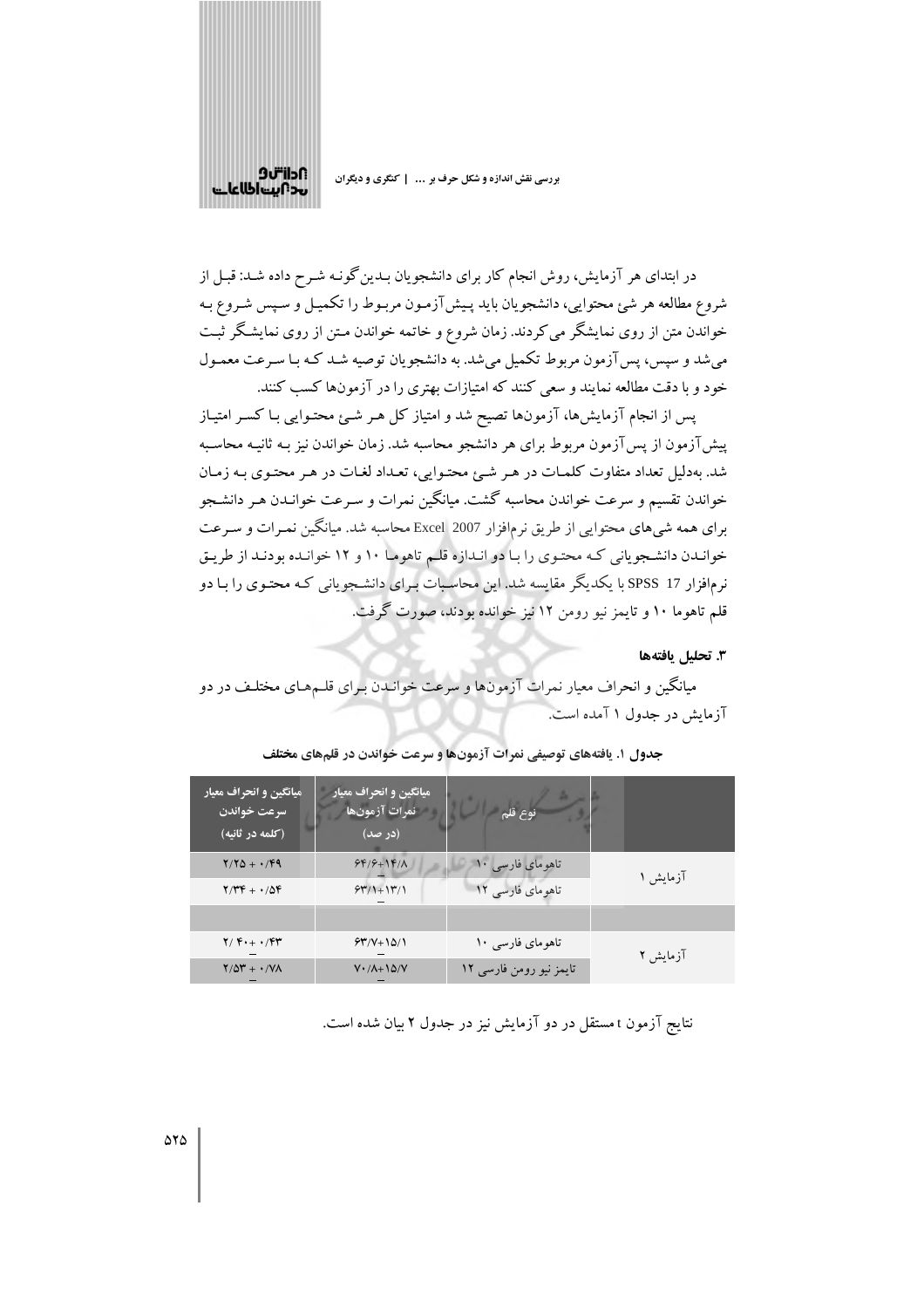در ابتدای هر آزمایش، روش انجام کار برای دانشجویان بدین‌گونه شرح داده شد: قبل از شروع مطالعه هر شئ محتوایی، دانشجویان باید پیش‌آزمون مربوط را تکمیل و سپس شروع به خواندن متن از روی نمایشگر می‌کردند. زمان شروع و خاتمه خواندن متن از روی نمایشگر ثبت می‌شد و سپس، پس‌آزمون مربوط تکمیل می‌شد. به دانشجویان توصیه شد که با سرعت معمول خود و با دقت مطالعه نمایند و سعی کنند که امتیازات بهتری را در آزمون‌ها کسب کنند.

پس از انجام آزمایش‌ها، آزمون‌ها تصیح شد و امتیاز کل هر شئ محتوایی با کسر امتیاز پیش‌آزمون از پس‌آزمون مربوط برای هر دانشجو محاسبه شد. زمان خواندن نیز به ثانیه محاسبه شد. به‌دلیل تعداد متفاوت کلمات در هر شئ محتوایی، تعداد لغات در هر محتوی به زمان خواندن تقسیم و سرعت خواندن محاسبه گشت. میانگین نمرات و سرعت خواندن هر دانشجو برای همه شی‌های محتوایی از طریق نرم‌افزار Excel 2007 محاسبه شد. میانگین نمرات و سرعت خواندن دانشجویانی که محتوی را با دو اندازه قلم تاهوما ۱۰ و ۱۲ خوانده بودند از طریق نرم‌افزار SPSS 17 با یکدیگر مقایسه شد. این محاسبات برای دانشجویانی که محتوی را با دو قلم تاهوما ۱۰ و تایمز نیو رومن ۱۲ نیز خوانده بودند، صورت گرفت.

### ۳. تحلیل یافته‌ها

میانگین و انحراف معیار نمرات آزمون‌ها و سرعت خواندن برای قلم‌های مختلف در دو آزمایش در جدول ۱ آمده است.

**جدول ۱. یافته‌های توصیفی نمرات آزمون‌ها و سرعت خواندن در قلم‌های مختلف**

| | نوع قلم | میانگین و انحراف معیار نمرات آزمون‌ها (در صد) | میانگین و انحراف معیار سرعت خواندن (کلمه در ثانیه) |
|---|---|---|---|
| آزمایش ۱ | تاهومای فارسی ۱۰ | ۶۴/۶±۱۴/۸ | ۲/۲۵ ± ۰/۴۹ |
| | تاهومای فارسی ۱۲ | ۶۳/۱±۱۳/۱ | ۲/۳۴ ± ۰/۵۴ |
| | | | |
| آزمایش ۲ | تاهومای فارسی ۱۰ | ۶۳/۷±۱۵/۱ | ۲/۴۰ ± ۰/۴۳ |
| | تایمز نیو رومن فارسی ۱۲ | ۷۰/۸±۱۵/۷ | ۲/۵۳ ± ۰/۷۸ |

نتایج آزمون t مستقل در دو آزمایش نیز در جدول ۲ بیان شده است.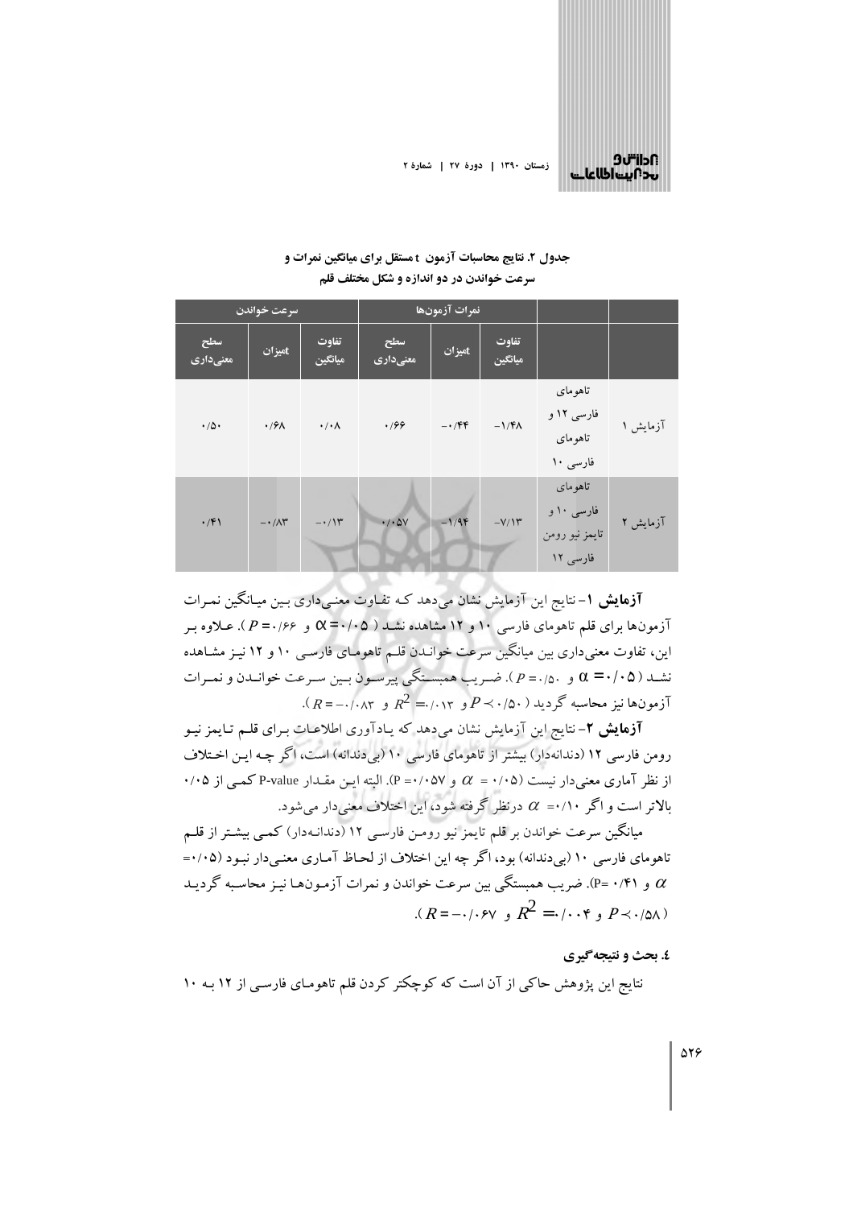**جدول ۲. نتایج محاسبات آزمون t مستقل برای میانگین نمرات و سرعت خواندن در دو اندازه و شکل مختلف قلم**

| | | نمرات آزمون‌ها | | | سرعت خواندن | | |
|---|---|---|---|---|---|---|---|
| | | تفاوت میانگین | tمیزان | سطح معنی‌داری | تفاوت میانگین | tمیزان | سطح معنی‌داری |
| آزمایش ۱ | تاهومای فارسی ۱۲ و تاهومای فارسی ۱۰ | ‎-۱/۴۸ | ‎-۰/۴۴ | ۰/۶۶ | ۰/۰۸ | ۰/۶۸ | ۰/۵۰ |
| آزمایش ۲ | تاهومای فارسی ۱۰ و تایمز نیو رومن فارسی ۱۲ | ‎-۷/۱۳ | ‎-۱/۹۴ | ۰/۰۵۷ | ‎-۰/۱۳ | ‎-۰/۸۳ | ۰/۴۱ |

**آزمایش ۱**- نتایج این آزمایش نشان می‌دهد کـه تفـاوت معنـی‌داری بـین میـانگین نمـرات آزمون‌ها برای قلم تاهومای فارسی ۱۰ و ۱۲ مشاهده نشـد ( $\alpha = ۰/۰۵$ و $P = ۰/۶۶$ ). عـلاوه بـر این، تفاوت معنی‌داری بین میانگین سرعت خوانـدن قلـم تاهومـای فارسـی ۱۰ و ۱۲ نیـز مشـاهده نشـد ( $\alpha = ۰/۰۵$ و $P = ۰/۵۰$ ). ضـریب همبسـتگی پیرسـون بـین سـرعت خوانـدن و نمـرات آزمون‌ها نیز محاسبه گردید ( $P \succ ۰/۵۰$ و $R^2 = ۰/۰۱۳$ و $R = -۰/۰۸۳$ ).

**آزمایش ۲**- نتایج این آزمایش نشان می‌دهد که یادآوری اطلاعـات بـرای قلـم تـایمز نیـو رومن فارسی ۱۲ (دندانه‌دار) بیشتر از تاهومای فارسی ۱۰ (بی‌دندانه) است، اگر چـه ایـن اخـتلاف از نظر آماری معنی‌دار نیست ( $\alpha = ۰/۰۵$ و $P = ۰/۰۵۷$ ). البته ایـن مقـدار P-value کمـی از ۰/۰۵ بالاتر است و اگر $\alpha = ۰/۱۰$ درنظر گرفته شود، این اختلاف معنی‌دار می‌شود.

میانگین سرعت خواندن بر قلم تایمز نیو رومـن فارسـی ۱۲ (دندانـه‌دار) کمـی بیشـتر از قلـم تاهومای فارسی ۱۰ (بی‌دندانه) بود، اگر چه این اختلاف از لحـاظ آمـاری معنـی‌دار نبـود ( $\alpha = ۰/۰۵$ و $P = ۰/۴۱$ ). ضریب همبستگی بین سرعت خواندن و نمرات آزمـون‌هـا نیـز محاسبه گردیـد ( $P \prec ۰/۵۸$ و $R^2 = ۰/۰۰۴$ و $R = -۰/۰۶۷$ ).

### ٤. بحث و نتیجه‌گیری

نتایج این پژوهش حاکی از آن است که کوچکتر کردن قلم تاهومـای فارسـی از ۱۲ بـه ۱۰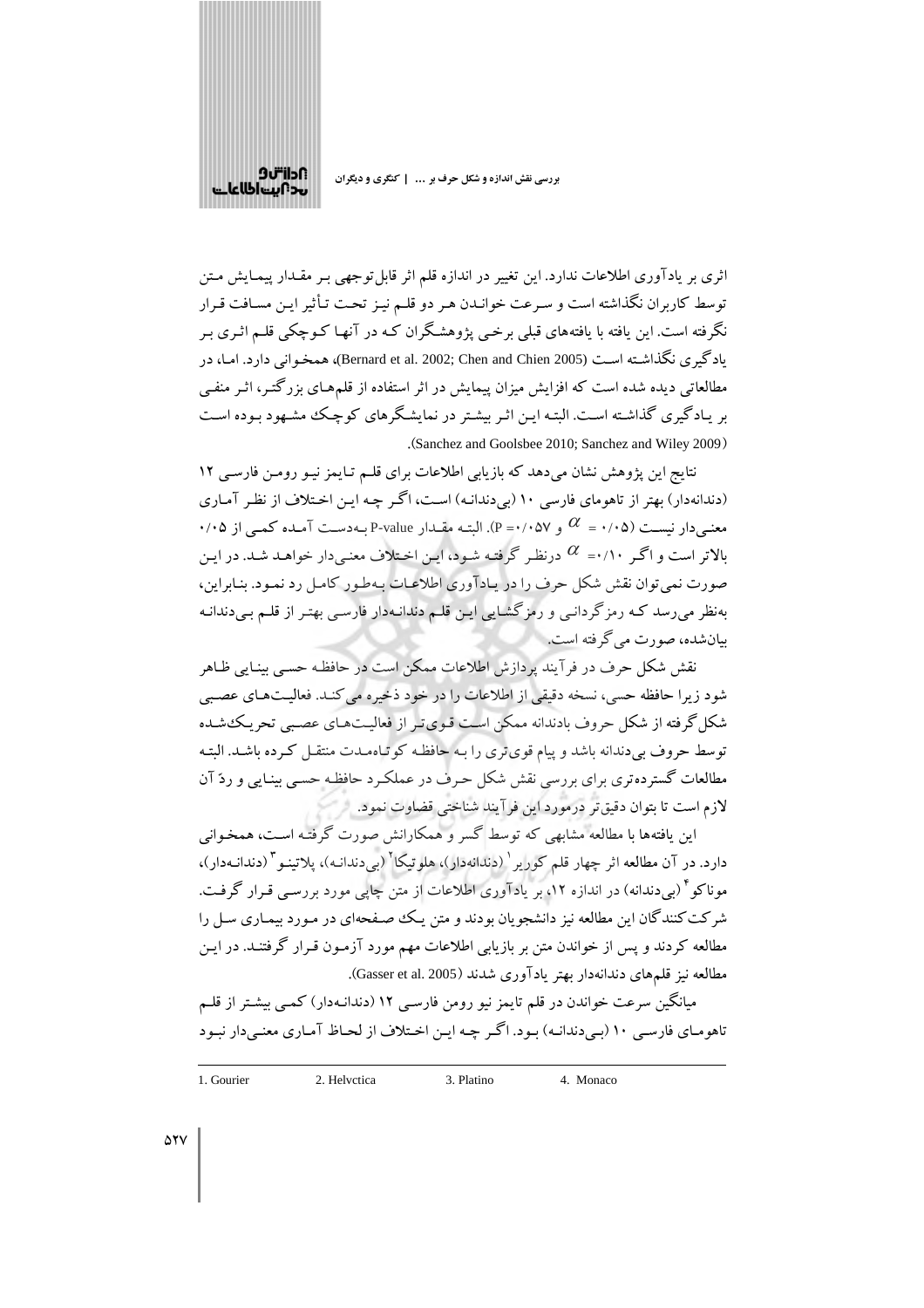اثری بر یادآوری اطلاعات ندارد. این تغییر در اندازه قلم اثر قابل‌توجهی بـر مقـدار پیمـایش مـتن توسط کاربران نگذاشته است و سـرعت خوانـدن هـر دو قلـم نیـز تحـت تـأثیر ایـن مسـافت قـرار نگرفته است. این یافته با یافته‌های قبلی برخـی پژوهشـگران کـه در آنهـا کـوچکی قلـم اثـری بـر یادگیری نگذاشـته اسـت (Bernard et al. 2002; Chen and Chien 2005)، همخـوانی دارد. امـا، در مطالعاتی دیده شده است که افزایش میزان پیمایش در اثر استفاده از قلم‌هـای بزرگتـر، اثـر منفـی بر یـادگیری گذاشـته اسـت. البتـه ایـن اثـر بیشـتر در نمایشـگرهای کوچـک مشـهود بـوده اسـت (Sanchez and Goolsbee 2010; Sanchez and Wiley 2009).

نتایج این پژوهش نشان می‌دهد که بازیابی اطلاعات برای قلـم تـایمز نیـو رومـن فارسـی ۱۲ (دندانه‌دار) بهتر از تاهومای فارسی ۱۰ (بی‌دندانـه) اسـت، اگـر چـه ایـن اخـتلاف از نظـر آمـاری معنـی‌دار نیسـت ($\alpha$ = ۰/۰۵ و P =۰/۰۵۷). البتـه مقـدار P-value بـه‌دسـت آمـده کمـی از ۰/۰۵ بالاتر است و اگـر $\alpha$ =۰/۱۰ درنظـر گرفتـه شـود، ایـن اخـتلاف معنـی‌دار خواهـد شـد. در ایـن صورت نمی‌توان نقش شکل حرف را در یـادآوری اطلاعـات بـه‌طـور کامـل رد نمـود. بنـابراین، به‌نظر می‌رسد کـه رمزگردانـی و رمزگشـایی ایـن قلـم دندانـه‌دار فارسـی بهتـر از قلـم بـی‌دندانـه بیان‌شده، صورت می‌گرفته است.

نقش شکل حرف در فرآیند پردازش اطلاعات ممکن است در حافظـه حسـی بینـایی ظـاهر شود زیرا حافظه حسی، نسخه دقیقی از اطلاعات را در خود ذخیره می‌کنـد. فعالیـت‌هـای عصـبی شکل‌گرفته از شکل حروف بادندانه ممکن اسـت قـوی‌تـر از فعالیـت‌هـای عصـبی تحریـک‌شـده توسط حروف بی‌دندانه باشد و پیام قوی‌تری را بـه حافظـه کوتـاه‌مـدت منتقـل کـرده باشـد. البتـه مطالعات گسترده‌تری برای بررسی نقش شکل حـرف در عملکـرد حافظـه حسـی بینـایی و ردّ آن لازم است تا بتوان دقیق‌تر درمورد این فرآیند شناختی قضاوت نمود.

این یافته‌ها با مطالعه مشابهی که توسط گسر و همکارانش صورت گرفتـه اسـت، همخـوانی دارد. در آن مطالعه اثر چهار قلم کوریر[1] (دندانه‌دار)، هلوتیکا[2] (بی‌دندانـه)، پلاتینـو[3] (دندانـه‌دار)، موناکو[4] (بی‌دندانه) در اندازه ۱۲، بر یادآوری اطلاعات از متن چاپی مورد بررسـی قـرار گرفـت. شرکت‌کنندگان این مطالعه نیز دانشجویان بودند و متن یـک صـفحه‌ای در مـورد بیمـاری سـل را مطالعه کردند و پس از خواندن متن بر بازیابی اطلاعات مهم مورد آزمـون قـرار گرفتنـد. در ایـن مطالعه نیز قلم‌های دندانه‌دار بهتر یادآوری شدند (Gasser et al. 2005).

میانگین سرعت خواندن در قلم تایمز نیو رومن فارسـی ۱۲ (دندانـه‌دار) کمـی بیشـتر از قلـم تاهومـای فارسـی ۱۰ (بـی‌دندانـه) بـود. اگـر چـه ایـن اخـتلاف از لحـاظ آمـاری معنـی‌دار نبـود

---

1. Gourier
2. Helvctica
3. Platino
4. Monaco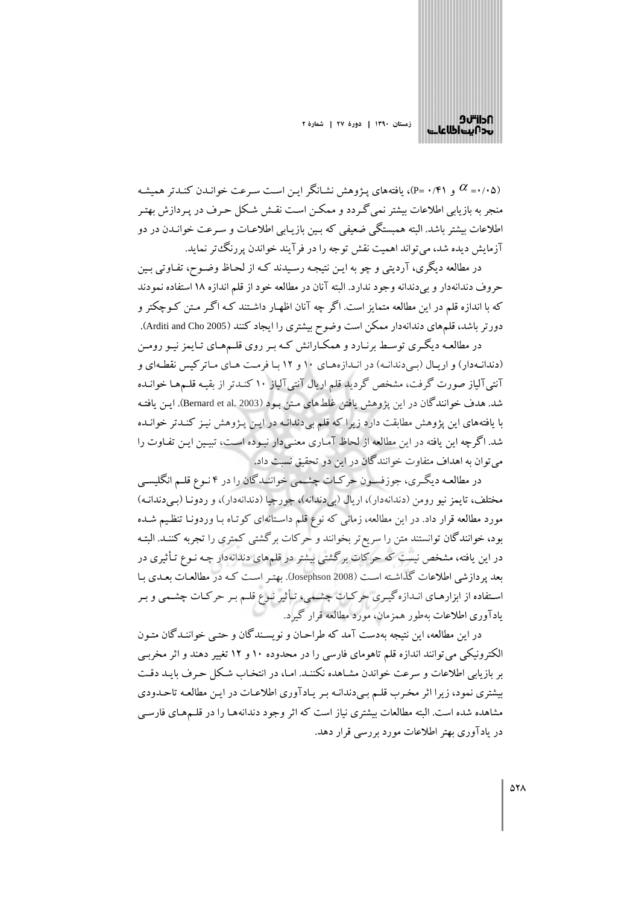($\alpha$ =۰/۰۵ و P= ۰/۴۱)، یافته‌های پژوهش نشانگر این است سرعت خواندن کندتر همیشه منجر به بازیابی اطلاعات بیشتر نمی‌گردد و ممکن است نقش شکل حرف در پردازش بهتر اطلاعات بیشتر باشد. البته همبستگی ضعیفی که بین بازیابی اطلاعات و سرعت خواندن در دو آزمایش دیده شد، می‌تواند اهمیت نقش توجه را در فرآیند خواندن پررنگ‌تر نماید.

در مطالعه دیگری، آردیتی و چو به این نتیجه رسیدند که از لحاظ وضوح، تفاوتی بین حروف دندانه‌دار و بی‌دندانه وجود ندارد. البته آنان در مطالعه خود از قلم اندازه ۱۸ استفاده نمودند که با اندازه قلم در این مطالعه متمایز است. اگر چه آنان اظهار داشتند که اگر متن کوچکتر و دورتر باشد، قلم‌های دندانه‌دار ممکن است وضوح بیشتری را ایجاد کنند (Arditi and Cho 2005).

در مطالعه دیگری توسط برنارد و همکارانش که بر روی قلم‌های تایمز نیو رومن (دندانه‌دار) و اریال (بی‌دندانه) در اندازه‌های ۱۰ و ۱۲ با فرمت های ماتریکس نقطه‌ای و آنتی‌آلیاز صورت گرفت، مشخص گردید قلم اریال آنتی‌آلیاز ۱۰ کندتر از بقیه قلم‌ها خوانده شد. هدف خوانندگان در این پژوهش یافتن غلط‌های متن بود (Bernard et al. 2003). این یافته با یافته‌های این پژوهش مطابقت دارد زیرا که قلم بی‌دندانه در این پژوهش نیز کندتر خوانده شد. اگرچه این یافته در این مطالعه از لحاظ آماری معنی‌دار نبوده است، تبیین این تفاوت را می‌توان به اهداف متفاوت خوانندگان در این دو تحقیق نسبت داد.

در مطالعه دیگری، جوزفسون حرکات چشمی خوانندگان را در ۴ نوع قلم انگلیسی مختلف، تایمز نیو رومن (دندانه‌دار)، اریال (بی‌دندانه)، جورجیا (دندانه‌دار)، و ردونا (بی‌دندانه) مورد مطالعه قرار داد. در این مطالعه، زمانی که نوع قلم داستانه‌ای کوتاه با وردونا تنظیم شده بود، خوانندگان توانستند متن را سریع‌تر بخوانند و حرکات برگشتی کمتری را تجربه کنند. البته در این یافته، مشخص نیست که حرکات برگشتی بیشتر در قلم‌های دندانه‌دار چه نوع تأثیری در بعد پردازشی اطلاعات گذاشته است (Josephson 2008). بهتر است که در مطالعات بعدی با استفاده از ابزارهای اندازه‌گیری حرکات چشمی، تأثیر نوع قلم بر حرکات چشمی و بر یادآوری اطلاعات به‌طور همزمان، مورد مطالعه قرار گیرد.

در این مطالعه، این نتیجه به‌دست آمد که طراحان و نویسندگان و حتی خوانندگان متون الکترونیکی می‌توانند اندازه قلم تاهومای فارسی را در محدوده ۱۰ و ۱۲ تغییر دهند و اثر مخربی بر بازیابی اطلاعات و سرعت خواندن مشاهده نکنند. اما، در انتخاب شکل حرف باید دقت بیشتری نمود، زیرا اثر مخرب قلم بی‌دندانه بر یادآوری اطلاعات در این مطالعه تاحدودی مشاهده شده است. البته مطالعات بیشتری نیاز است که اثر وجود دندانه‌ها را در قلم‌های فارسی در یادآوری بهتر اطلاعات مورد بررسی قرار دهد.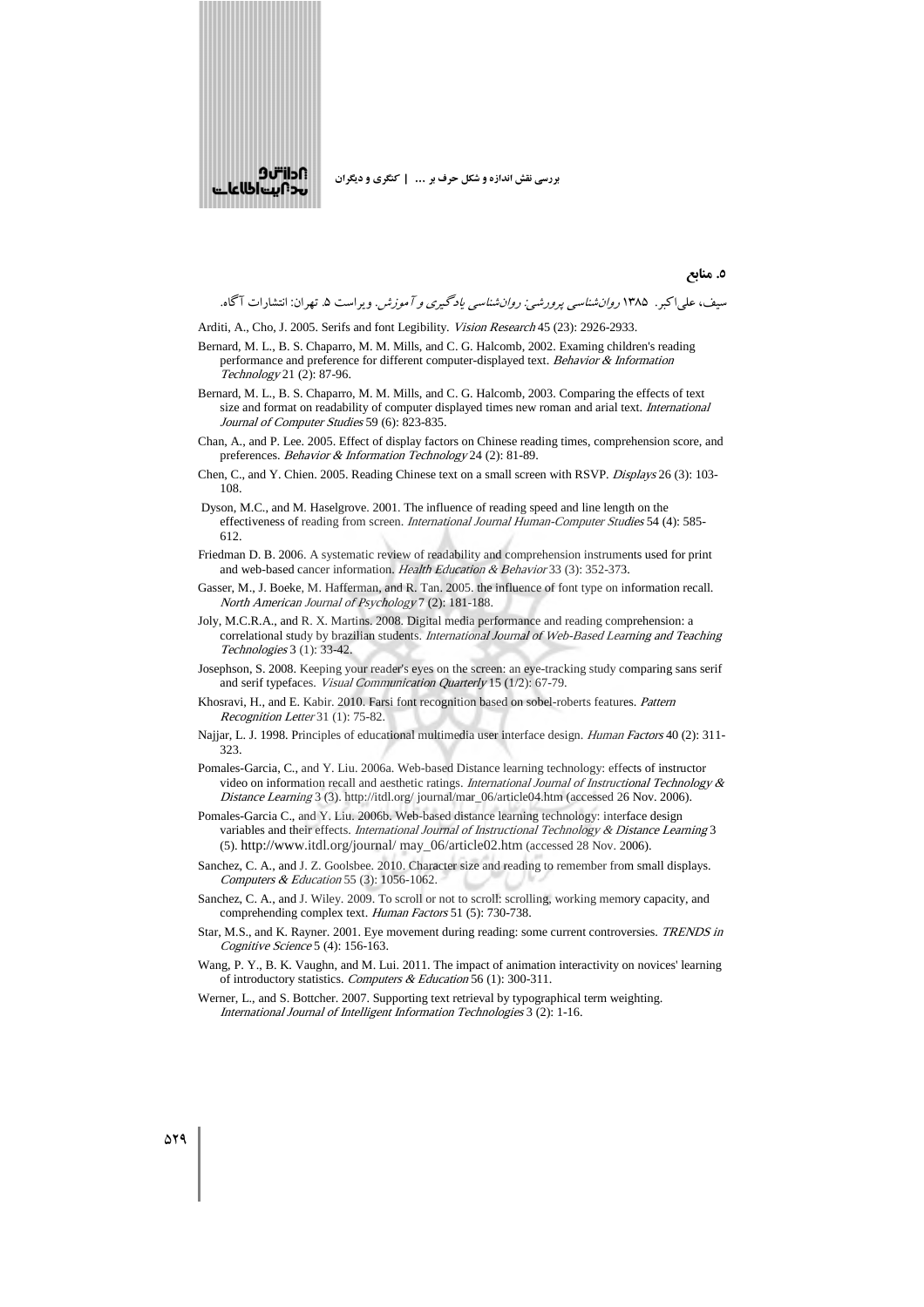## ۵. منابع

سیف، علی‌اکبر. ۱۳۸۵ *روان‌شناسی پرورشی: روان‌شناسی یادگیری و آموزش*. ویراست ۵. تهران: انتشارات آگاه.

Arditi, A., Cho, J. 2005. Serifs and font Legibility. *Vision Research* 45 (23): 2926-2933.

Bernard, M. L., B. S. Chaparro, M. M. Mills, and C. G. Halcomb, 2002. Examing children's reading performance and preference for different computer-displayed text. *Behavior & Information Technology* 21 (2): 87-96.

Bernard, M. L., B. S. Chaparro, M. M. Mills, and C. G. Halcomb, 2003. Comparing the effects of text size and format on readability of computer displayed times new roman and arial text. *International Journal of Computer Studies* 59 (6): 823-835.

Chan, A., and P. Lee. 2005. Effect of display factors on Chinese reading times, comprehension score, and preferences. *Behavior & Information Technology* 24 (2): 81-89.

Chen, C., and Y. Chien. 2005. Reading Chinese text on a small screen with RSVP. *Displays* 26 (3): 103-108.

Dyson, M.C., and M. Haselgrove. 2001. The influence of reading speed and line length on the effectiveness of reading from screen. *International Journal Human-Computer Studies* 54 (4): 585-612.

Friedman D. B. 2006. A systematic review of readability and comprehension instruments used for print and web-based cancer information. *Health Education & Behavior* 33 (3): 352-373.

Gasser, M., J. Boeke, M. Hafferman, and R. Tan. 2005. the influence of font type on information recall. *North American Journal of Psychology* 7 (2): 181-188.

Joly, M.C.R.A., and R. X. Martins. 2008. Digital media performance and reading comprehension: a correlational study by brazilian students. *International Journal of Web-Based Learning and Teaching Technologies* 3 (1): 33-42.

Josephson, S. 2008. Keeping your reader's eyes on the screen: an eye-tracking study comparing sans serif and serif typefaces. *Visual Communication Quarterly* 15 (1/2): 67-79.

Khosravi, H., and E. Kabir. 2010. Farsi font recognition based on sobel-roberts features. *Pattern Recognition Letter* 31 (1): 75-82.

Najjar, L. J. 1998. Principles of educational multimedia user interface design. *Human Factors* 40 (2): 311-323.

Pomales-Garcia, C., and Y. Liu. 2006a. Web-based Distance learning technology: effects of instructor video on information recall and aesthetic ratings. *International Journal of Instructional Technology & Distance Learning* 3 (3). http://itdl.org/ journal/mar_06/article04.htm (accessed 26 Nov. 2006).

Pomales-Garcia C., and Y. Liu. 2006b. Web-based distance learning technology: interface design variables and their effects. *International Journal of Instructional Technology & Distance Learning* 3 (5). http://www.itdl.org/journal/ may_06/article02.htm (accessed 28 Nov. 2006).

Sanchez, C. A., and J. Z. Goolsbee. 2010. Character size and reading to remember from small displays. *Computers & Education* 55 (3): 1056-1062.

Sanchez, C. A., and J. Wiley. 2009. To scroll or not to scroll: scrolling, working memory capacity, and comprehending complex text. *Human Factors* 51 (5): 730-738.

Star, M.S., and K. Rayner. 2001. Eye movement during reading: some current controversies. *TRENDS in Cognitive Science* 5 (4): 156-163.

Wang, P. Y., B. K. Vaughn, and M. Lui. 2011. The impact of animation interactivity on novices' learning of introductory statistics. *Computers & Education* 56 (1): 300-311.

Werner, L., and S. Bottcher. 2007. Supporting text retrieval by typographical term weighting. *International Journal of Intelligent Information Technologies* 3 (2): 1-16.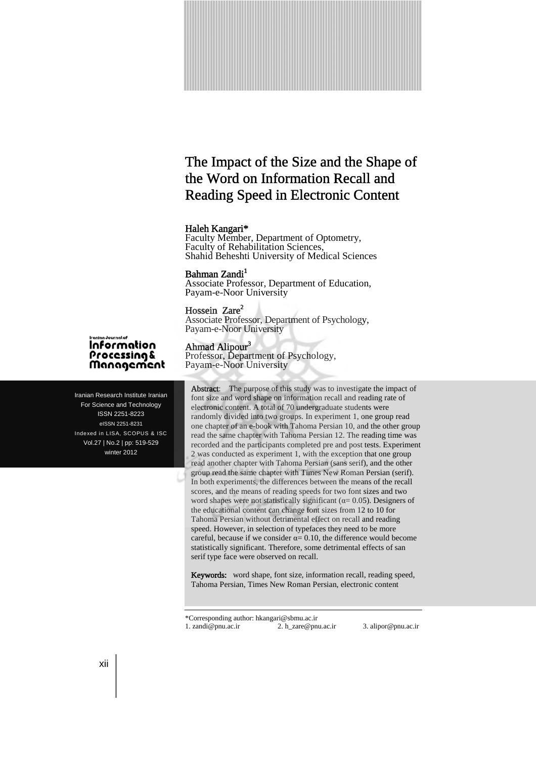# The Impact of the Size and the Shape of the Word on Information Recall and Reading Speed in Electronic Content

**Haleh Kangari***
Faculty Member, Department of Optometry,
Faculty of Rehabilitation Sciences,
Shahid Beheshti University of Medical Sciences

**Bahman Zandi**[1]
Associate Professor, Department of Education,
Payam-e-Noor University

**Hossein Zare**[2]
Associate Professor, Department of Psychology,
Payam-e-Noor University

**Ahmad Alipour**[3]
Professor, Department of Psychology,
Payam-e-Noor University

Iranian Journal of Information Processing & Management

Iranian Research Institute Iranian For Science and Technology
ISSN 2251-8223
eISSN 2251-8231
Indexed in LISA, SCOPUS & ISC

**Abstract**: The purpose of this study was to investigate the impact of font size and word shape on information recall and reading rate of electronic content. A total of 70 undergraduate students were randomly divided into two groups. In experiment 1, one group read one chapter of an e-book with Tahoma Persian 10, and the other group read the same chapter with Tahoma Persian 12. The reading time was recorded and the participants completed pre and post tests. Experiment 2 was conducted as experiment 1, with the exception that one group read another chapter with Tahoma Persian (sans serif), and the other group read the same chapter with Times New Roman Persian (serif). In both experiments, the differences between the means of the recall scores, and the means of reading speeds for two font sizes and two word shapes were not statistically significant ($\alpha = 0.05$). Designers of the educational content can change font sizes from 12 to 10 for Tahoma Persian without detrimental effect on recall and reading speed. However, in selection of typefaces they need to be more careful, because if we consider $\alpha = 0.10$, the difference would become statistically significant. Therefore, some detrimental effects of san serif type face were observed on recall.

**Keywords:** word shape, font size, information recall, reading speed, Tahoma Persian, Times New Roman Persian, electronic content

*Corresponding author: hkangari@sbmu.ac.ir
1. zandi@pnu.ac.ir 2. h_zare@pnu.ac.ir 3. alipor@pnu.ac.ir